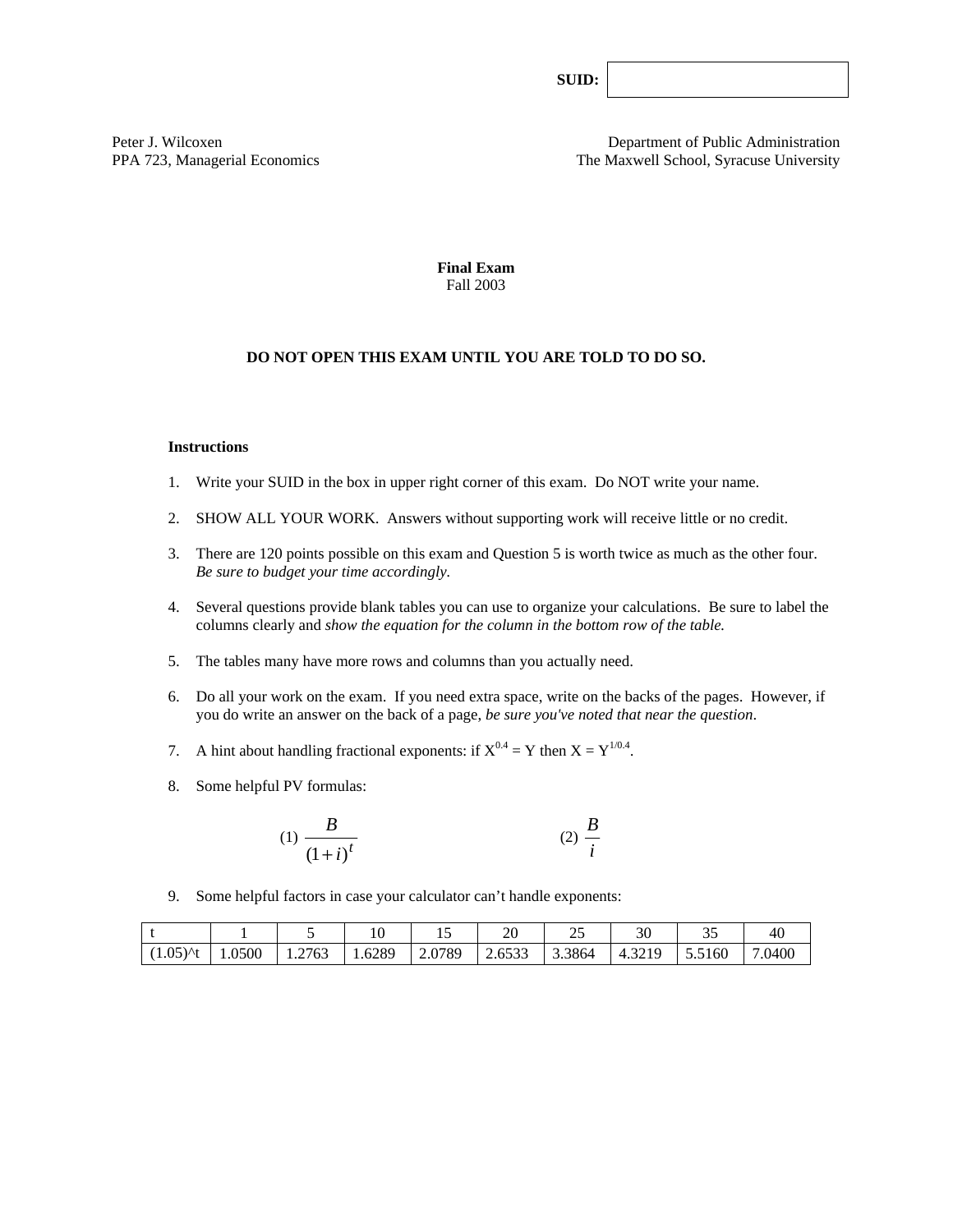**SUID:** 

Peter J. Wilcoxen
PPA 723, Managerial Economics

Department of Public Administration
The Maxwell School, Syracuse University

# Final Exam

Fall 2003

**DO NOT OPEN THIS EXAM UNTIL YOU ARE TOLD TO DO SO.**

**Instructions**

1. Write your SUID in the box in upper right corner of this exam. Do NOT write your name.

2. SHOW ALL YOUR WORK. Answers without supporting work will receive little or no credit.

3. There are 120 points possible on this exam and Question 5 is worth twice as much as the other four. *Be sure to budget your time accordingly*.

4. Several questions provide blank tables you can use to organize your calculations. Be sure to label the columns clearly and *show the equation for the column in the bottom row of the table.*

5. The tables many have more rows and columns than you actually need.

6. Do all your work on the exam. If you need extra space, write on the backs of the pages. However, if you do write an answer on the back of a page, *be sure you've noted that near the question*.

7. A hint about handling fractional exponents: if $X^{0.4} = Y$ then $X = Y^{1/0.4}$.

8. Some helpful PV formulas:

$$(1)\ \frac{B}{(1+i)^t} \qquad\qquad (2)\ \frac{B}{i}$$

9. Some helpful factors in case your calculator can't handle exponents:

| t | 1 | 5 | 10 | 15 | 20 | 25 | 30 | 35 | 40 |
|---|---|---|---|---|---|---|---|---|---|
| (1.05)^t | 1.0500 | 1.2763 | 1.6289 | 2.0789 | 2.6533 | 3.3864 | 4.3219 | 5.5160 | 7.0400 |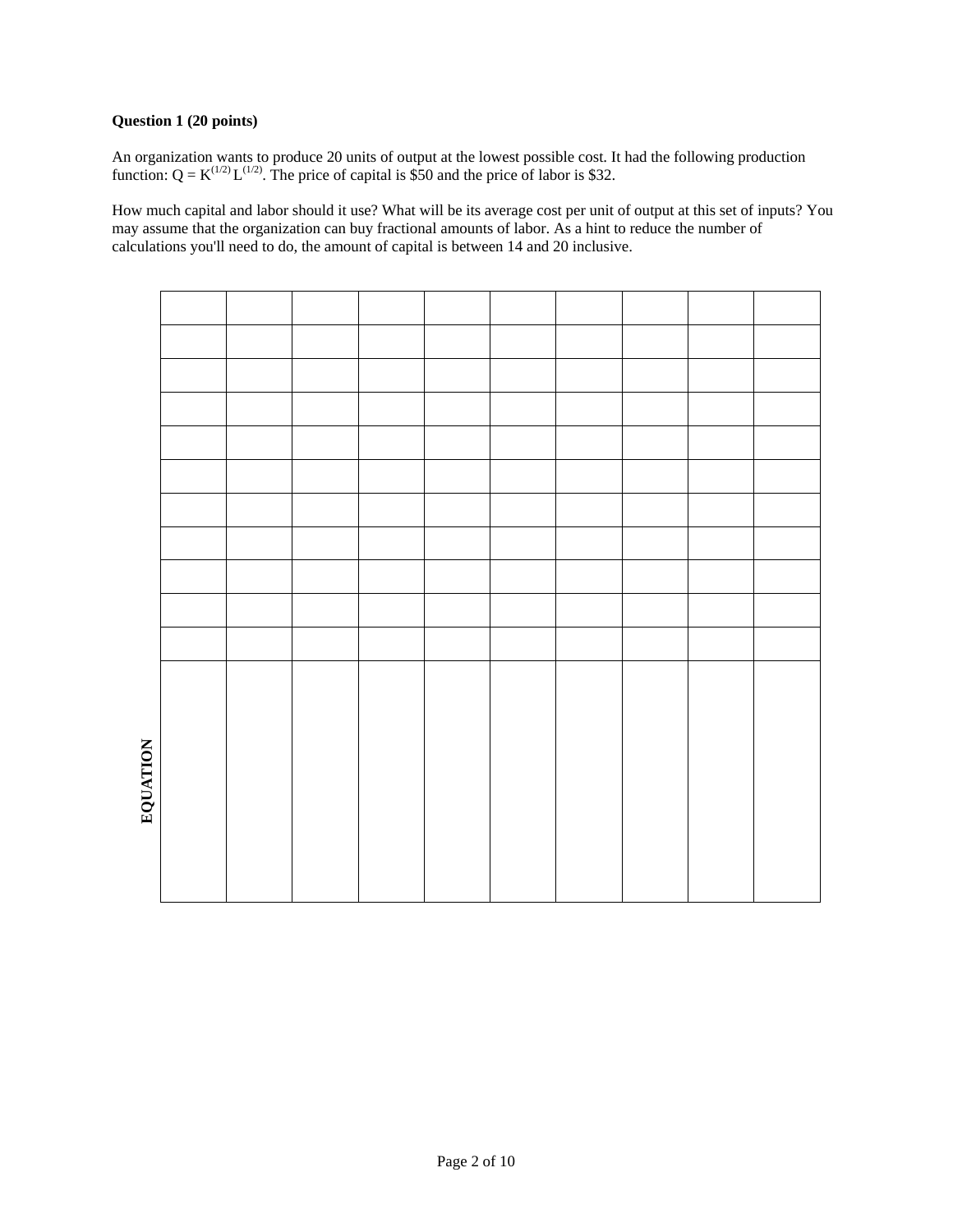**Question 1 (20 points)**

An organization wants to produce 20 units of output at the lowest possible cost. It had the following production function: $Q = K^{(1/2)} L^{(1/2)}$. The price of capital is \$50 and the price of labor is \$32.

How much capital and labor should it use? What will be its average cost per unit of output at this set of inputs? You may assume that the organization can buy fractional amounts of labor. As a hint to reduce the number of calculations you'll need to do, the amount of capital is between 14 and 20 inclusive.

| | | | | | | | | | |
|---|---|---|---|---|---|---|---|---|---|
| | | | | | | | | | |
| | | | | | | | | | |
| | | | | | | | | | |
| | | | | | | | | | |
| | | | | | | | | | |
| | | | | | | | | | |
| | | | | | | | | | |
| | | | | | | | | | |
| | | | | | | | | | |
| | | | | | | | | | |
| **EQUATION** | | | | | | | | | |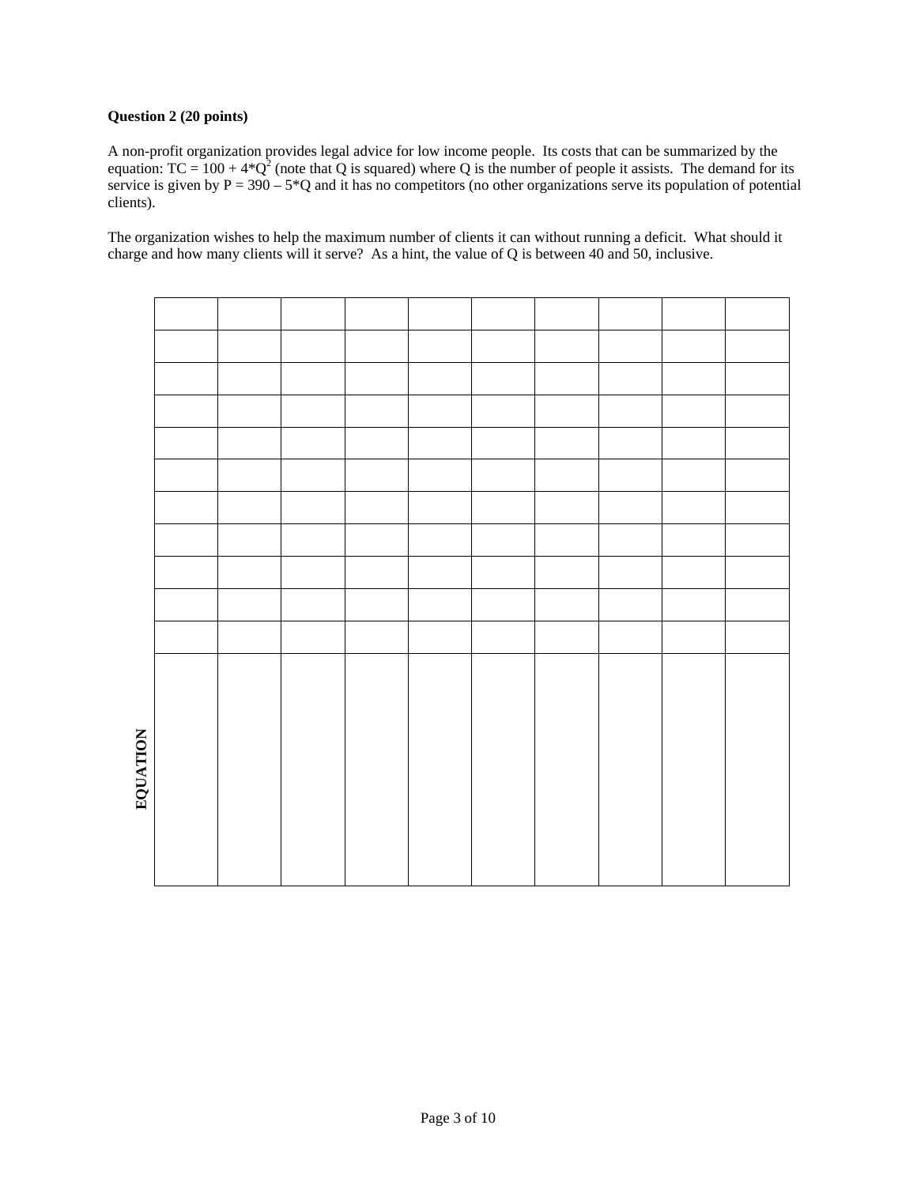**Question 2 (20 points)**

A non-profit organization provides legal advice for low income people. Its costs that can be summarized by the equation: $TC = 100 + 4*Q^2$ (note that Q is squared) where Q is the number of people it assists. The demand for its service is given by $P = 390 – 5*Q$ and it has no competitors (no other organizations serve its population of potential clients).

The organization wishes to help the maximum number of clients it can without running a deficit. What should it charge and how many clients will it serve? As a hint, the value of Q is between 40 and 50, inclusive.

| | | | | | | | | | |
|---|---|---|---|---|---|---|---|---|---|
| | | | | | | | | | |
| | | | | | | | | | |
| | | | | | | | | | |
| | | | | | | | | | |
| | | | | | | | | | |
| | | | | | | | | | |
| | | | | | | | | | |
| | | | | | | | | | |
| | | | | | | | | | |
| | | | | | | | | | |
| | | | | | | | | | |

**EQUATION**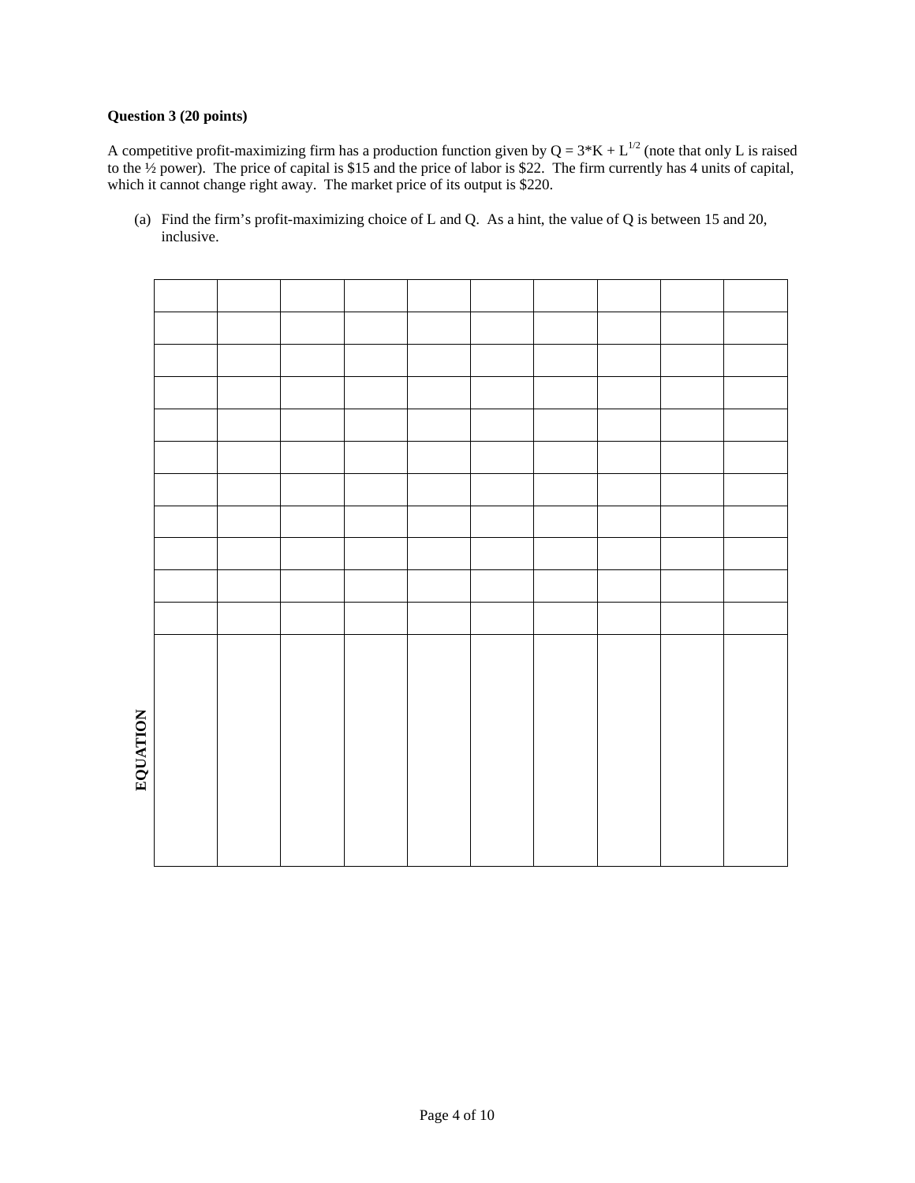**Question 3 (20 points)**

A competitive profit-maximizing firm has a production function given by $Q = 3*K + L^{1/2}$ (note that only L is raised to the ½ power). The price of capital is $15 and the price of labor is $22. The firm currently has 4 units of capital, which it cannot change right away. The market price of its output is $220.

(a) Find the firm's profit-maximizing choice of L and Q. As a hint, the value of Q is between 15 and 20, inclusive.

| | | | | | | | | | | |
|---|---|---|---|---|---|---|---|---|---|---|
| | | | | | | | | | | |
| | | | | | | | | | | |
| | | | | | | | | | | |
| | | | | | | | | | | |
| | | | | | | | | | | |
| | | | | | | | | | | |
| | | | | | | | | | | |
| | | | | | | | | | | |
| | | | | | | | | | | |
| | | | | | | | | | | |
| **EQUATION** | | | | | | | | | | |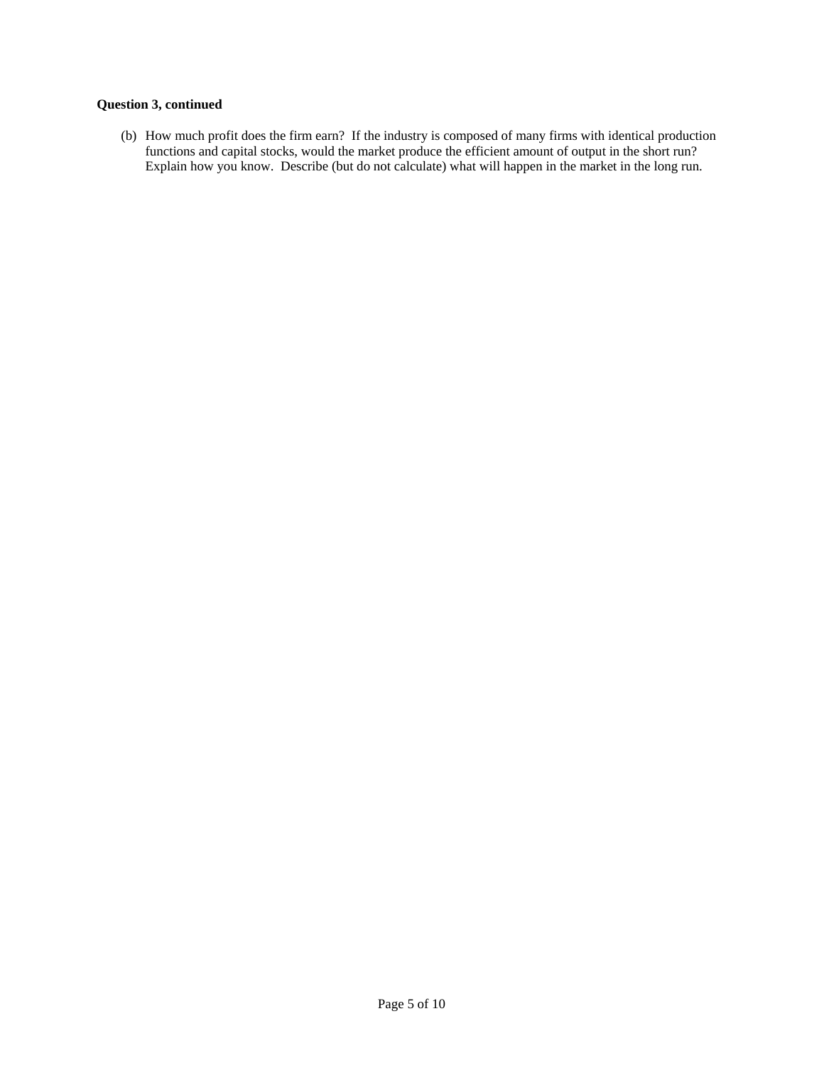**Question 3, continued**

(b) How much profit does the firm earn? If the industry is composed of many firms with identical production functions and capital stocks, would the market produce the efficient amount of output in the short run? Explain how you know. Describe (but do not calculate) what will happen in the market in the long run.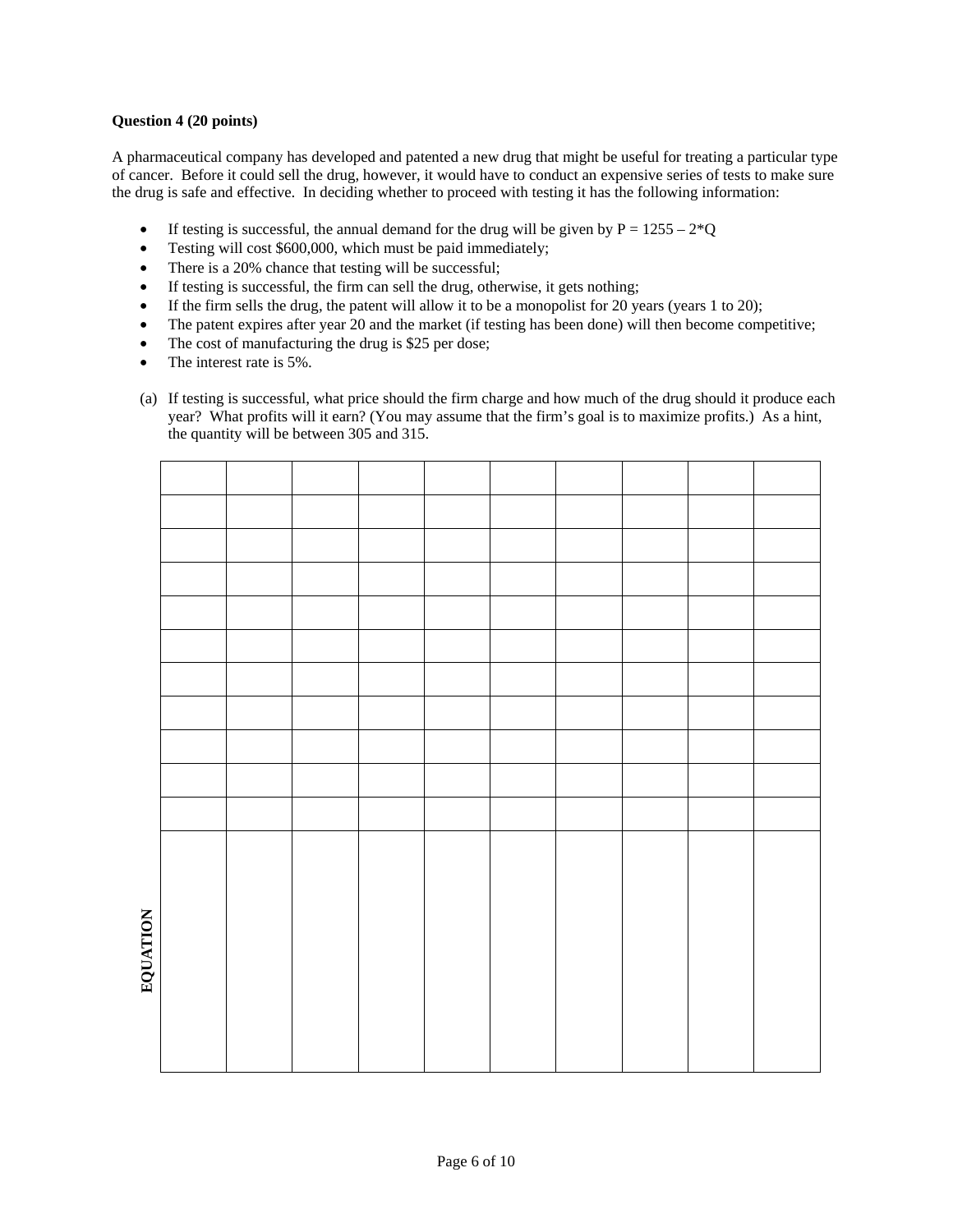**Question 4 (20 points)**

A pharmaceutical company has developed and patented a new drug that might be useful for treating a particular type of cancer. Before it could sell the drug, however, it would have to conduct an expensive series of tests to make sure the drug is safe and effective. In deciding whether to proceed with testing it has the following information:

- If testing is successful, the annual demand for the drug will be given by $P = 1255 - 2*Q$
- Testing will cost $600,000, which must be paid immediately;
- There is a 20% chance that testing will be successful;
- If testing is successful, the firm can sell the drug, otherwise, it gets nothing;
- If the firm sells the drug, the patent will allow it to be a monopolist for 20 years (years 1 to 20);
- The patent expires after year 20 and the market (if testing has been done) will then become competitive;
- The cost of manufacturing the drug is $25 per dose;
- The interest rate is 5%.

(a) If testing is successful, what price should the firm charge and how much of the drug should it produce each year? What profits will it earn? (You may assume that the firm's goal is to maximize profits.) As a hint, the quantity will be between 305 and 315.

| | | | | | | | | | |
|---|---|---|---|---|---|---|---|---|---|
| | | | | | | | | | |
| | | | | | | | | | |
| | | | | | | | | | |
| | | | | | | | | | |
| | | | | | | | | | |
| | | | | | | | | | |
| | | | | | | | | | |
| | | | | | | | | | |
| | | | | | | | | | |
| | | | | | | | | | |
| EQUATION | | | | | | | | | |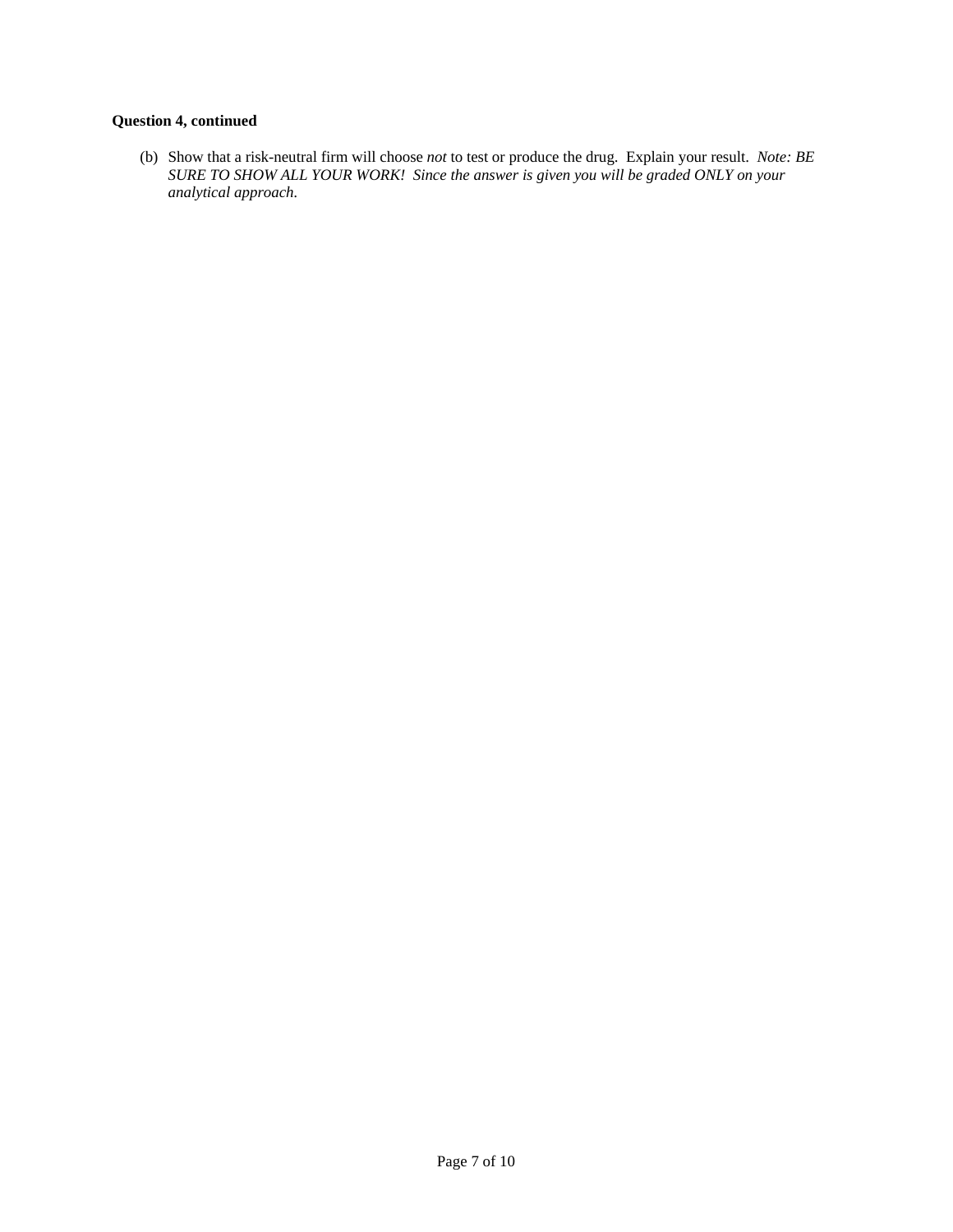**Question 4, continued**

(b) Show that a risk-neutral firm will choose *not* to test or produce the drug. Explain your result. *Note: BE SURE TO SHOW ALL YOUR WORK! Since the answer is given you will be graded ONLY on your analytical approach.*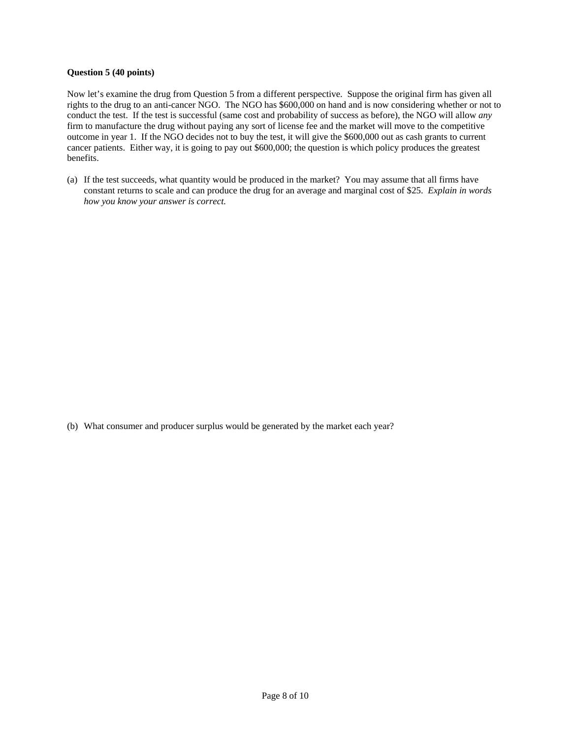**Question 5 (40 points)**

Now let's examine the drug from Question 5 from a different perspective. Suppose the original firm has given all rights to the drug to an anti-cancer NGO. The NGO has $600,000 on hand and is now considering whether or not to conduct the test. If the test is successful (same cost and probability of success as before), the NGO will allow *any* firm to manufacture the drug without paying any sort of license fee and the market will move to the competitive outcome in year 1. If the NGO decides not to buy the test, it will give the $600,000 out as cash grants to current cancer patients. Either way, it is going to pay out $600,000; the question is which policy produces the greatest benefits.

(a) If the test succeeds, what quantity would be produced in the market? You may assume that all firms have constant returns to scale and can produce the drug for an average and marginal cost of $25. *Explain in words how you know your answer is correct.*

(b) What consumer and producer surplus would be generated by the market each year?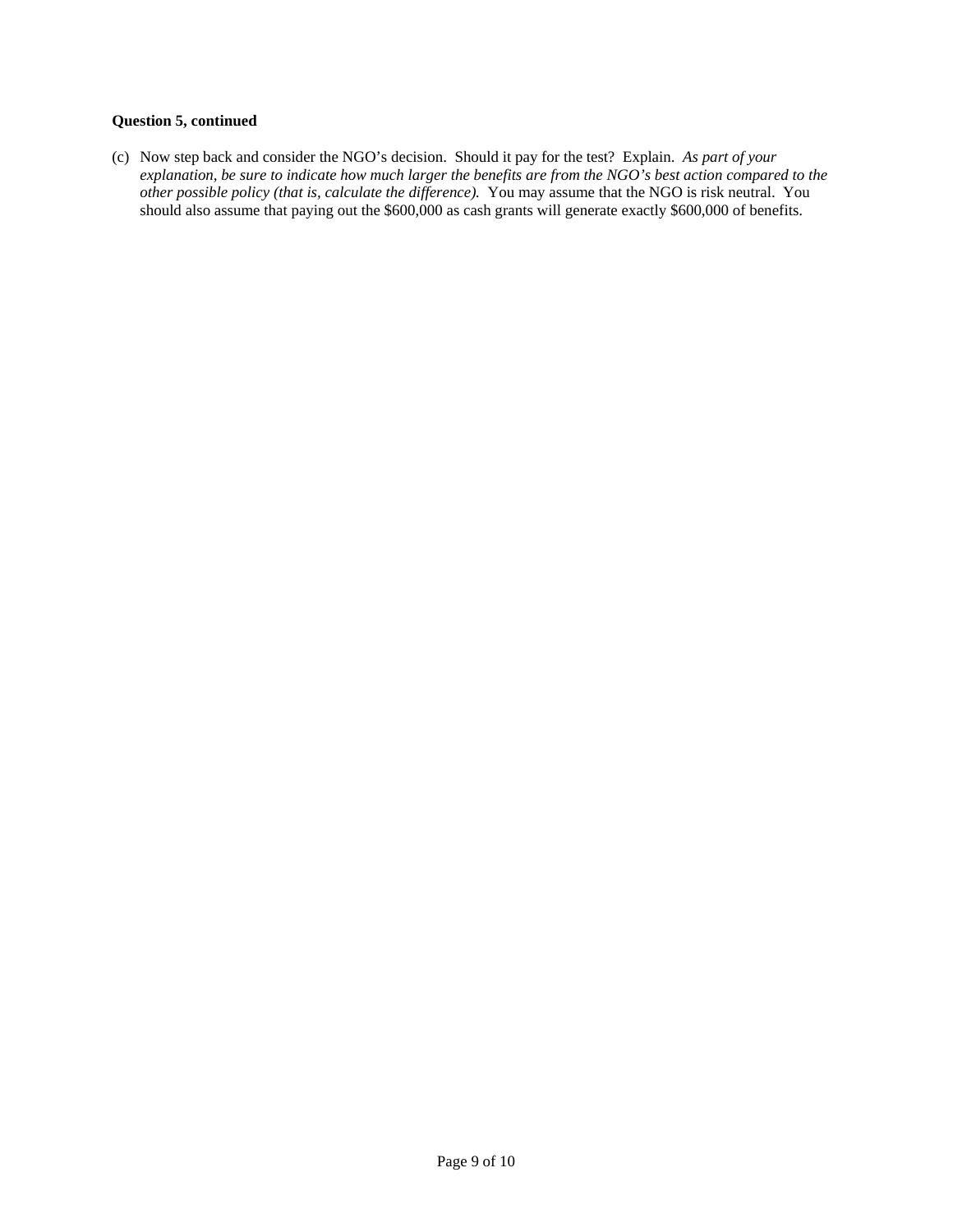**Question 5, continued**

(c) Now step back and consider the NGO's decision. Should it pay for the test? Explain. *As part of your explanation, be sure to indicate how much larger the benefits are from the NGO's best action compared to the other possible policy (that is, calculate the difference).* You may assume that the NGO is risk neutral. You should also assume that paying out the $600,000 as cash grants will generate exactly $600,000 of benefits.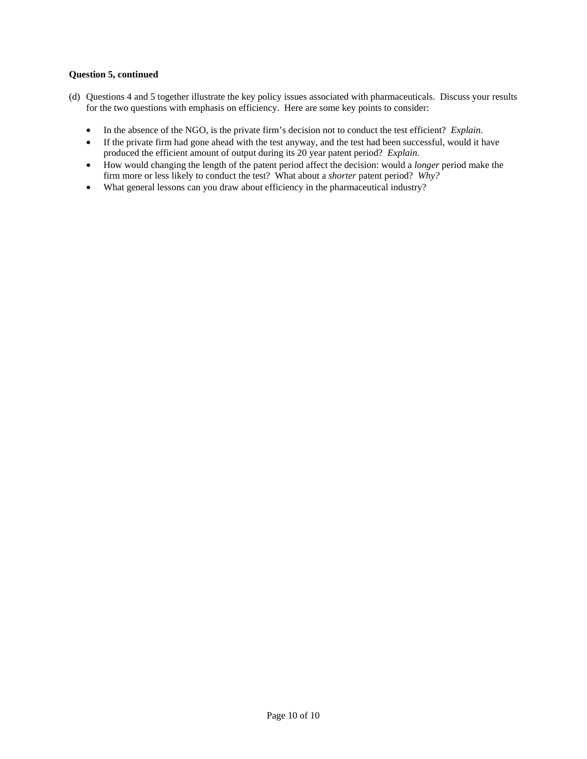**Question 5, continued**

(d) Questions 4 and 5 together illustrate the key policy issues associated with pharmaceuticals. Discuss your results for the two questions with emphasis on efficiency. Here are some key points to consider:

- In the absence of the NGO, is the private firm's decision not to conduct the test efficient? *Explain.*
- If the private firm had gone ahead with the test anyway, and the test had been successful, would it have produced the efficient amount of output during its 20 year patent period? *Explain.*
- How would changing the length of the patent period affect the decision: would a *longer* period make the firm more or less likely to conduct the test? What about a *shorter* patent period? *Why?*
- What general lessons can you draw about efficiency in the pharmaceutical industry?